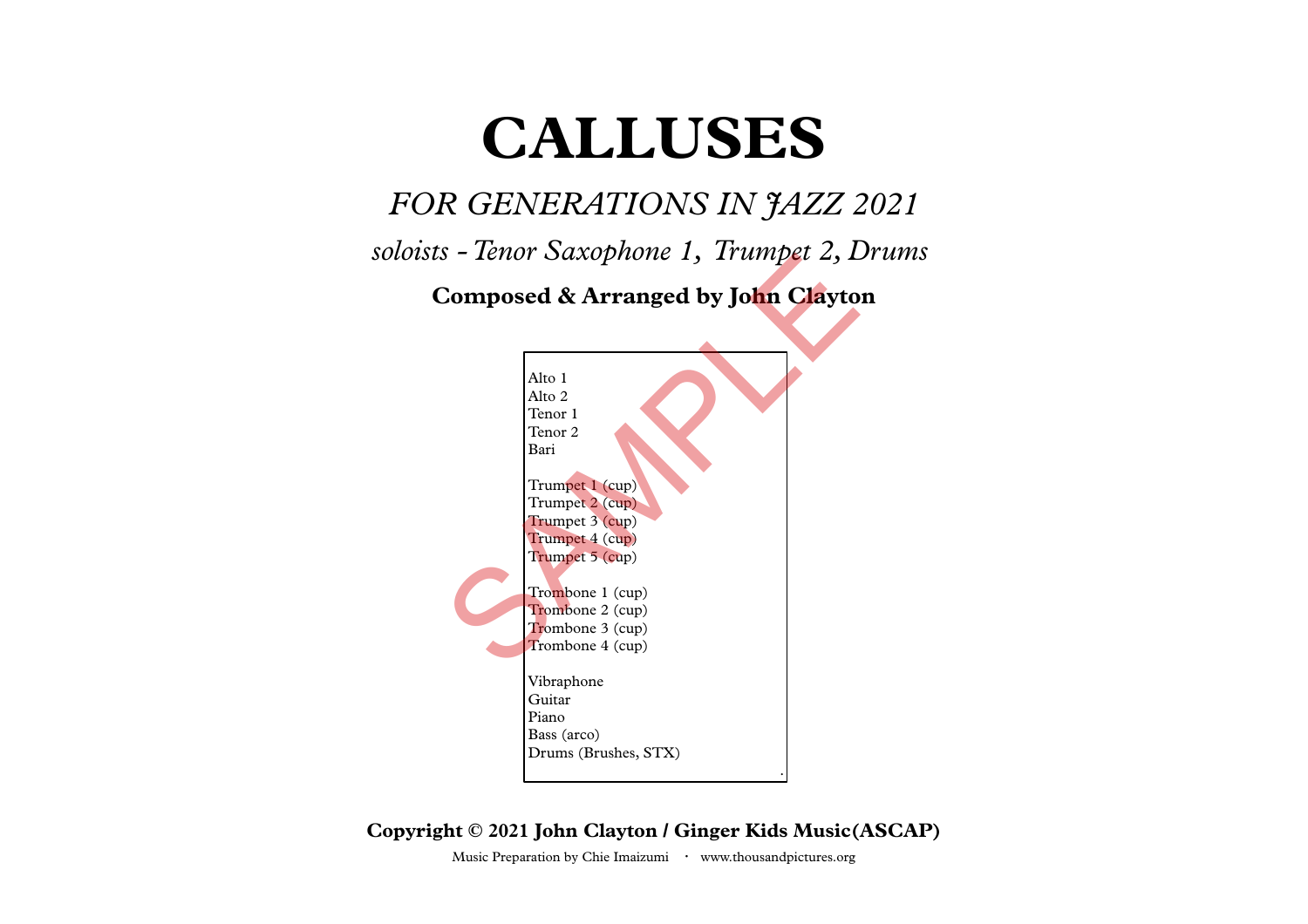# CALLUSES

## *FOR GENERATIONS IN JAZZ 2021*

*soloists - Tenor Saxophone 1, Trumpet 2, Drums*

**Composed & Arranged by John Clayton**

SAMPLE

Alto 1
Alto 2
Tenor 1
Tenor 2
Bari

Trumpet 1 (cup)
Trumpet 2 (cup)
Trumpet 3 (cup)
Trumpet 4 (cup)
Trumpet 5 (cup)

Trombone 1 (cup)
Trombone 2 (cup)
Trombone 3 (cup)
Trombone 4 (cup)

Vibraphone
Guitar
Piano
Bass (arco)
Drums (Brushes, STX)

**Copyright © 2021 John Clayton / Ginger Kids Music(ASCAP)**

Music Preparation by Chie Imaizumi · www.thousandpictures.org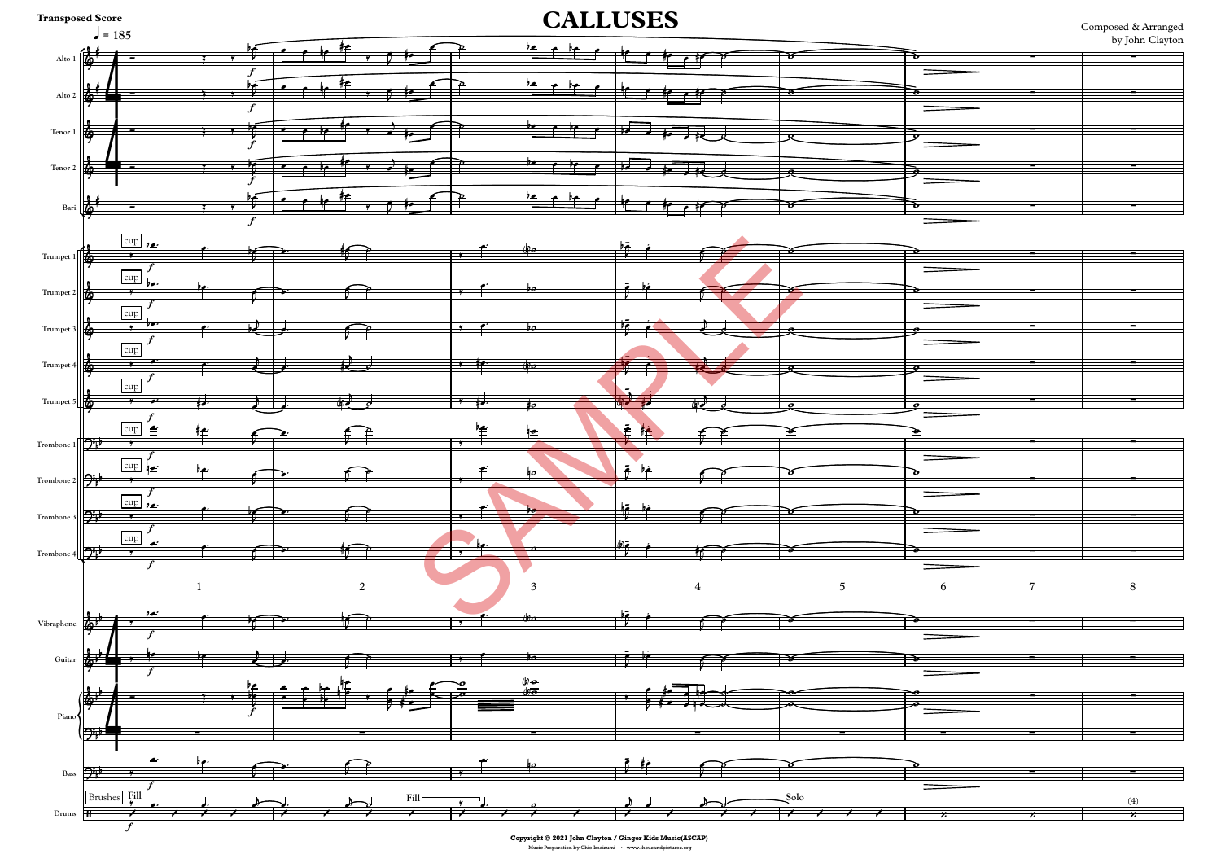Transposed Score

♩ = 185

# CALLUSES

Composed & Arranged by John Clayton

Copyright © 2021 John Clayton / Ginger Kids Music(ASCAP)

Music Preparation by Chie Imaizumi · www.thousandpictures.org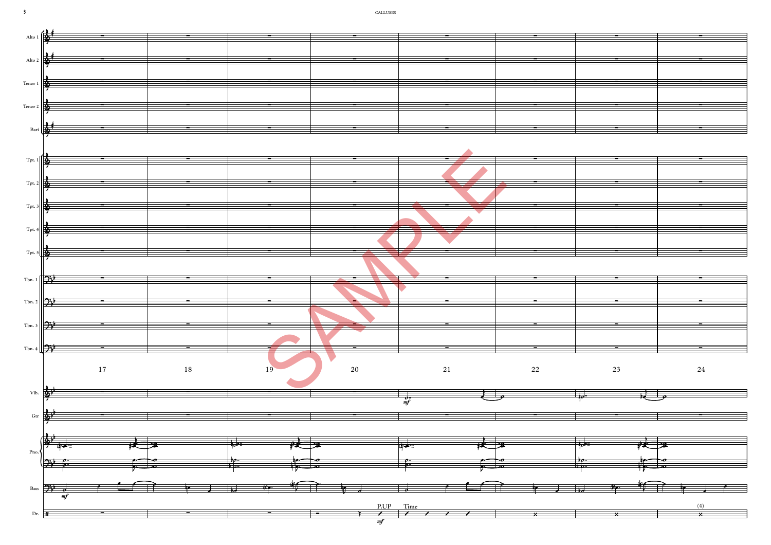Alto 1

Alto 2

Tenor 1

Tenor 2

Bari

Tpt. 1

Tpt. 2

Tpt. 3

Tpt. 4

Tpt. 5

Tbn. 1

Tbn. 2

Tbn. 3

Tbn. 4

17 18 19 20 21 22 23 24

Vib.

*mf*

Gtr

Pno.

Bass

*mf*

Dr.

P.UP

*mf*

Time

(4)

SAMPLE